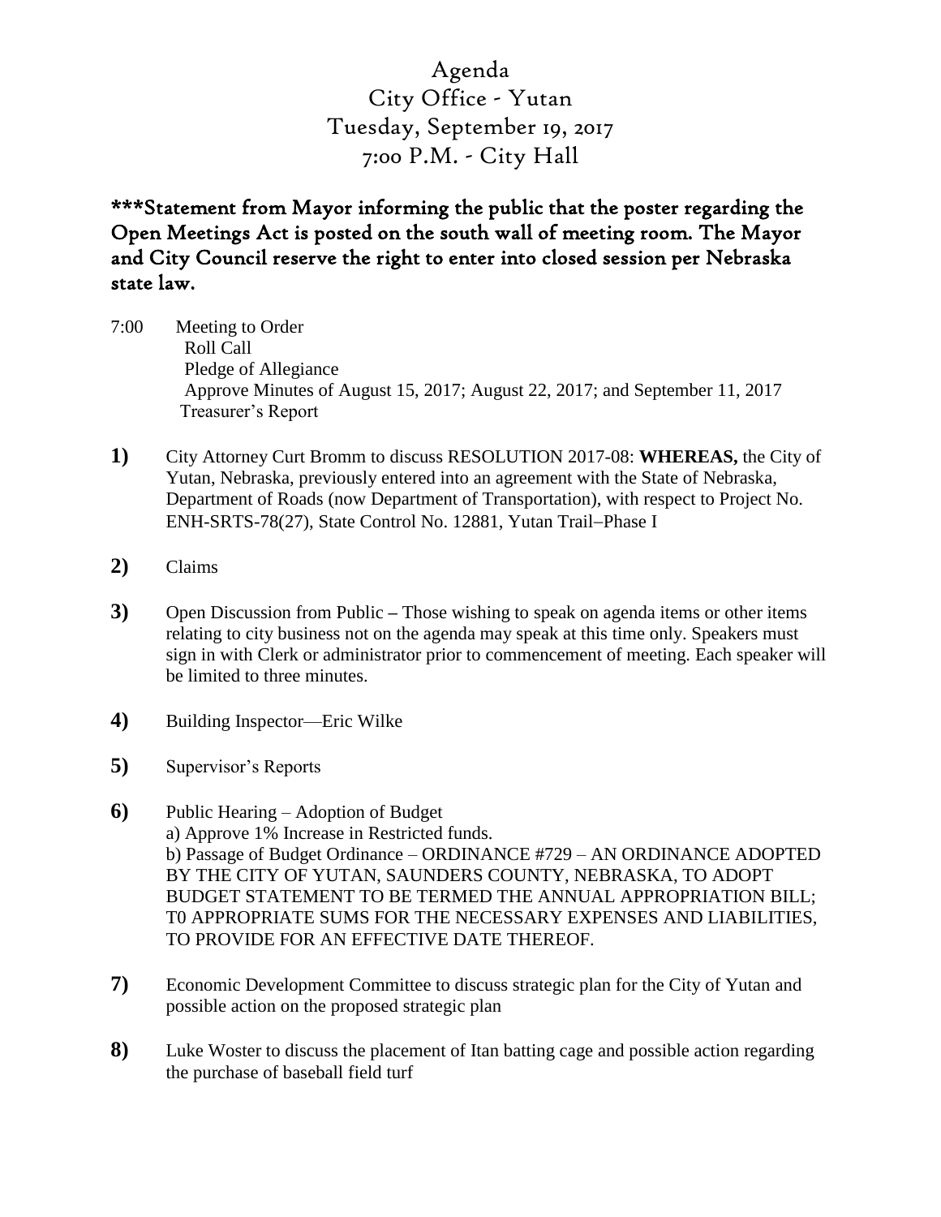# Agenda
## City Office - Yutan
## Tuesday, September 19, 2017
## 7:00 P.M. - City Hall

**\*\*\*Statement from Mayor informing the public that the poster regarding the Open Meetings Act is posted on the south wall of meeting room. The Mayor and City Council reserve the right to enter into closed session per Nebraska state law.**

7:00 Meeting to Order
Roll Call
Pledge of Allegiance
Approve Minutes of August 15, 2017; August 22, 2017; and September 11, 2017
Treasurer's Report

**1)** City Attorney Curt Bromm to discuss RESOLUTION 2017-08: **WHEREAS,** the City of Yutan, Nebraska, previously entered into an agreement with the State of Nebraska, Department of Roads (now Department of Transportation), with respect to Project No. ENH-SRTS-78(27), State Control No. 12881, Yutan Trail–Phase I

**2)** Claims

**3)** Open Discussion from Public **–** Those wishing to speak on agenda items or other items relating to city business not on the agenda may speak at this time only. Speakers must sign in with Clerk or administrator prior to commencement of meeting. Each speaker will be limited to three minutes.

**4)** Building Inspector—Eric Wilke

**5)** Supervisor's Reports

**6)** Public Hearing – Adoption of Budget
a) Approve 1% Increase in Restricted funds.
b) Passage of Budget Ordinance – ORDINANCE #729 – AN ORDINANCE ADOPTED BY THE CITY OF YUTAN, SAUNDERS COUNTY, NEBRASKA, TO ADOPT BUDGET STATEMENT TO BE TERMED THE ANNUAL APPROPRIATION BILL; T0 APPROPRIATE SUMS FOR THE NECESSARY EXPENSES AND LIABILITIES, TO PROVIDE FOR AN EFFECTIVE DATE THEREOF.

**7)** Economic Development Committee to discuss strategic plan for the City of Yutan and possible action on the proposed strategic plan

**8)** Luke Woster to discuss the placement of Itan batting cage and possible action regarding the purchase of baseball field turf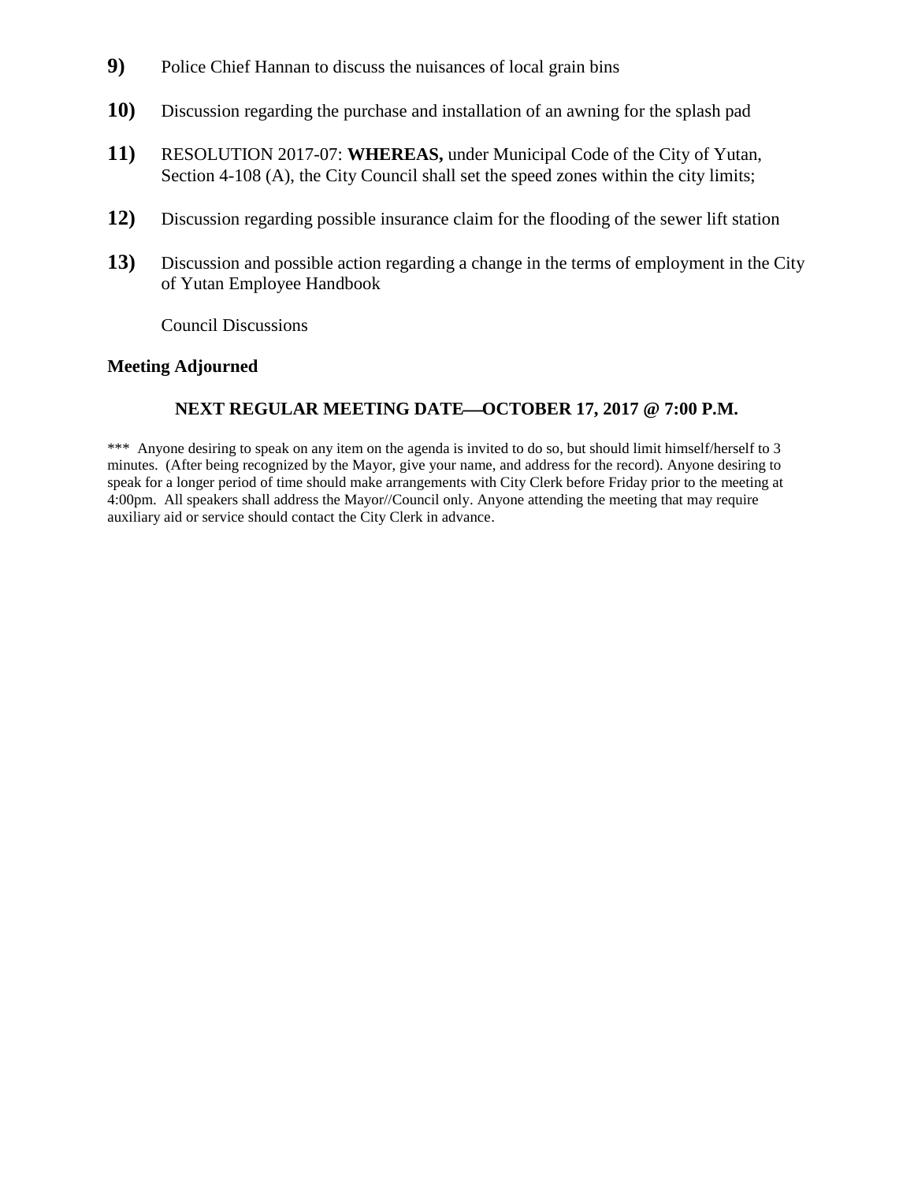**9)** Police Chief Hannan to discuss the nuisances of local grain bins

**10)** Discussion regarding the purchase and installation of an awning for the splash pad

**11)** RESOLUTION 2017-07: **WHEREAS,** under Municipal Code of the City of Yutan, Section 4-108 (A), the City Council shall set the speed zones within the city limits;

**12)** Discussion regarding possible insurance claim for the flooding of the sewer lift station

**13)** Discussion and possible action regarding a change in the terms of employment in the City of Yutan Employee Handbook

Council Discussions

**Meeting Adjourned**

**NEXT REGULAR MEETING DATE—OCTOBER 17, 2017 @ 7:00 P.M.**

*** Anyone desiring to speak on any item on the agenda is invited to do so, but should limit himself/herself to 3 minutes. (After being recognized by the Mayor, give your name, and address for the record). Anyone desiring to speak for a longer period of time should make arrangements with City Clerk before Friday prior to the meeting at 4:00pm. All speakers shall address the Mayor//Council only. Anyone attending the meeting that may require auxiliary aid or service should contact the City Clerk in advance.